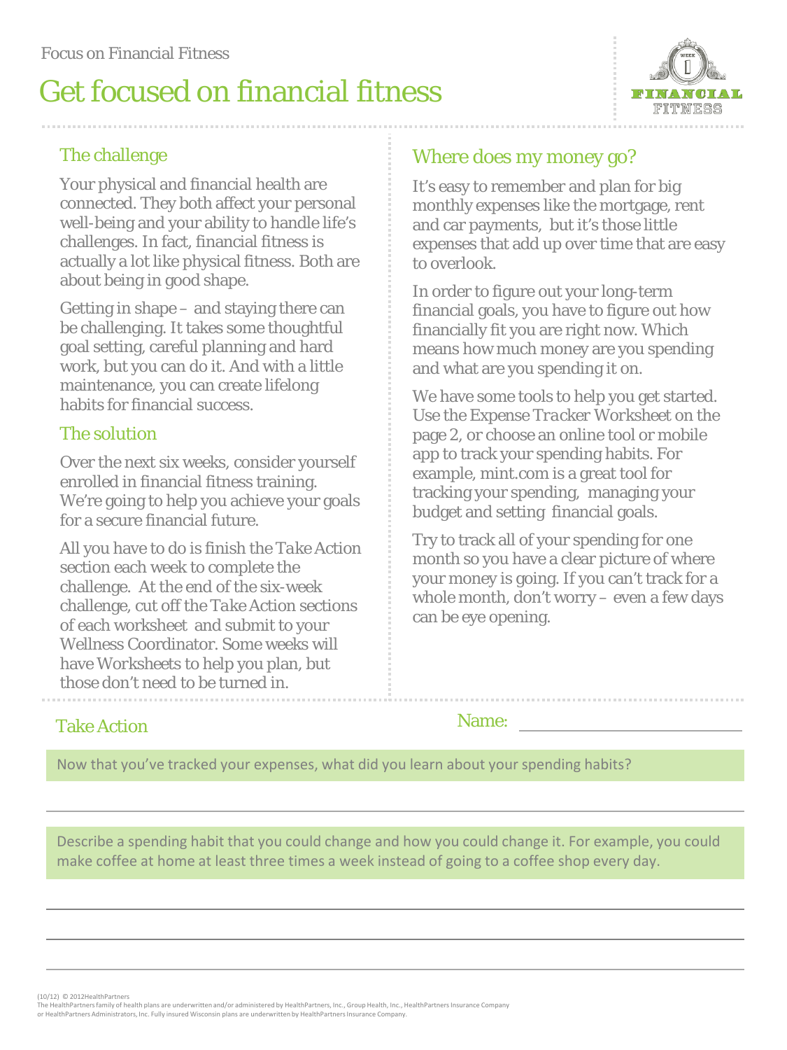Focus on Financial Fitness

# Get focused on financial fitness

WEEK 1 FINANCIAL FITNESS

## The challenge

Your physical and financial health are connected. They both affect your personal well-being and your ability to handle life's challenges. In fact, financial fitness is actually a lot like physical fitness. Both are about being in good shape.

Getting in shape – and staying there can be challenging. It takes some thoughtful goal setting, careful planning and hard work, but you can do it. And with a little maintenance, you can create lifelong habits for financial success.

## The solution

Over the next six weeks, consider yourself enrolled in financial fitness training. We're going to help you achieve your goals for a secure financial future.

All you have to do is finish the *Take Action* section each week to complete the challenge. At the end of the six-week challenge, cut off the *Take Action* sections of each worksheet and submit to your Wellness Coordinator. Some weeks will have Worksheets to help you plan, but those don't need to be turned in.

## Where does my money go?

It's easy to remember and plan for big monthly expenses like the mortgage, rent and car payments, but it's those little expenses that add up over time that are easy to overlook.

In order to figure out your long-term financial goals, you have to figure out how financially fit you are right now. Which means how much money are you spending and what are you spending it on.

We have some tools to help you get started. Use the *Expense Tracker Worksheet* on the page 2, or choose an online tool or mobile app to track your spending habits. For example, mint.com is a great tool for tracking your spending, managing your budget and setting financial goals.

Try to track all of your spending for one month so you have a clear picture of where your money is going. If you can't track for a whole month, don't worry – even a few days can be eye opening.

## Take Action

Name: ______________________

Now that you've tracked your expenses, what did you learn about your spending habits?

______________________________________________________________________

Describe a spending habit that you could change and how you could change it. For example, you could make coffee at home at least three times a week instead of going to a coffee shop every day.

______________________________________________________________________

______________________________________________________________________

______________________________________________________________________

(10/12) © 2012HealthPartners
The HealthPartners family of health plans are underwritten and/or administered by HealthPartners, Inc., Group Health, Inc., HealthPartners Insurance Company or HealthPartners Administrators, Inc. Fully insured Wisconsin plans are underwritten by HealthPartners Insurance Company.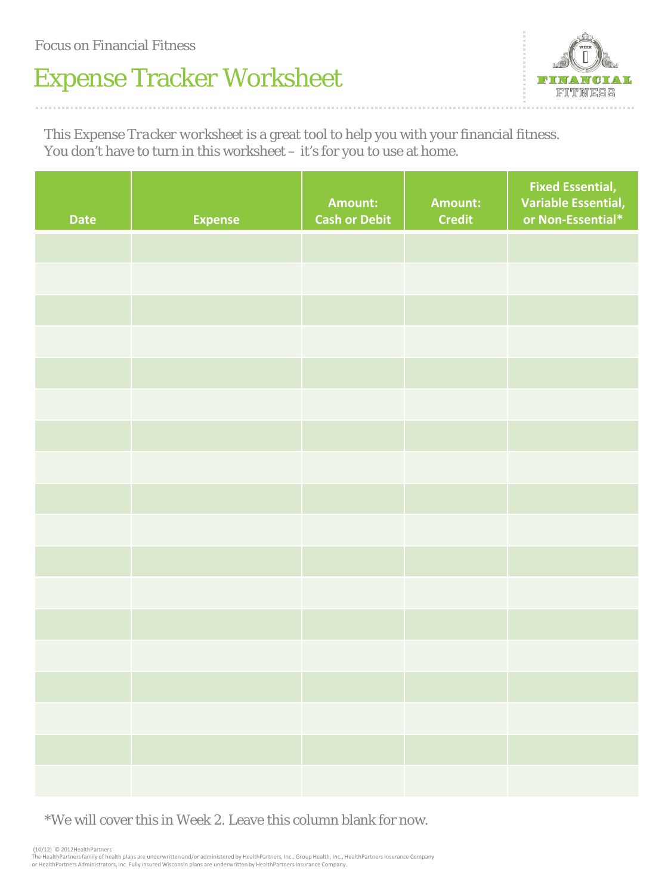Focus on Financial Fitness

# Expense Tracker Worksheet

FINANCIAL FITNESS

*This Expense Tracker worksheet is a great tool to help you with your financial fitness. You don't have to turn in this worksheet – it's for you to use at home.*

| Date | Expense | Amount: Cash or Debit | Amount: Credit | Fixed Essential, Variable Essential, or Non-Essential* |
|---|---|---|---|---|
| | | | | |
| | | | | |
| | | | | |
| | | | | |
| | | | | |
| | | | | |
| | | | | |
| | | | | |
| | | | | |
| | | | | |
| | | | | |
| | | | | |
| | | | | |
| | | | | |
| | | | | |
| | | | | |
| | | | | |
| | | | | |

*We will cover this in Week 2. Leave this column blank for now.

(10/12) © 2012HealthPartners
The HealthPartners family of health plans are underwritten and/or administered by HealthPartners, Inc., Group Health, Inc., HealthPartners Insurance Company or HealthPartners Administrators, Inc. Fully insured Wisconsin plans are underwritten by HealthPartners Insurance Company.